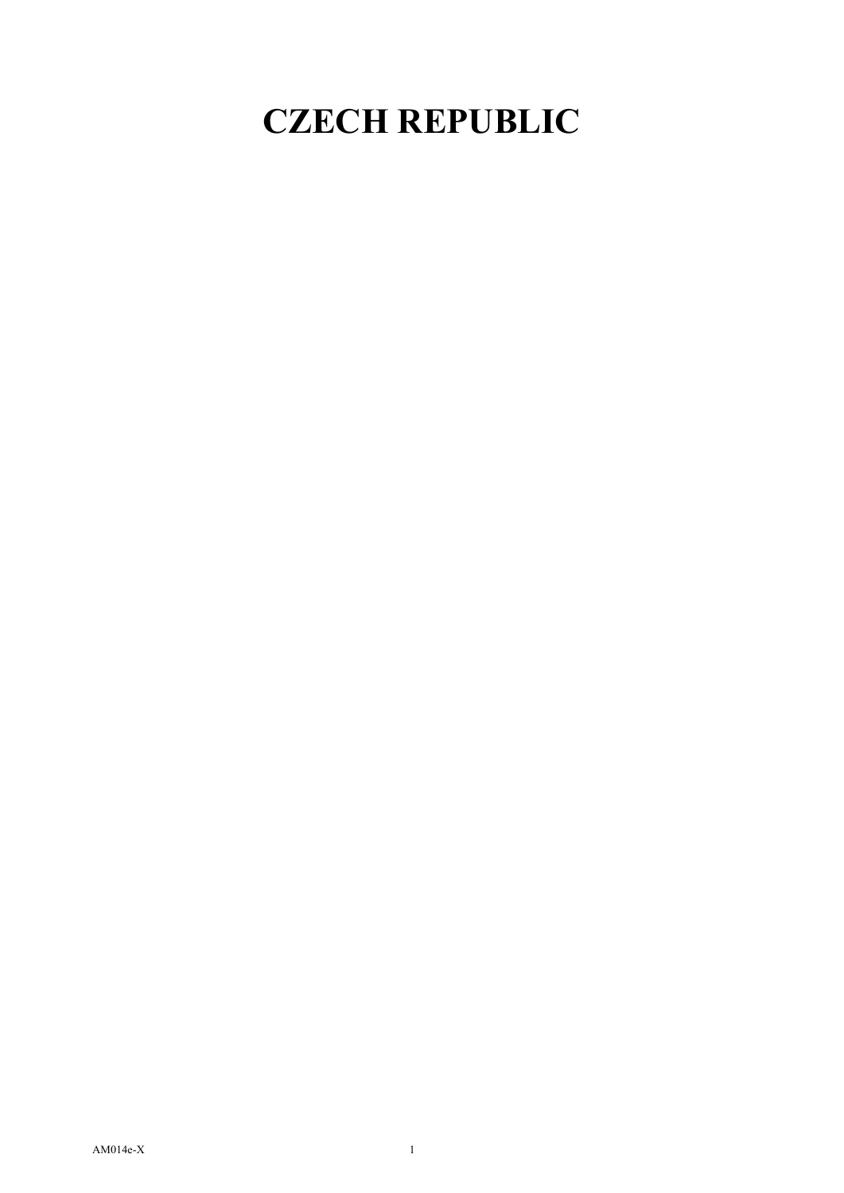# CZECH REPUBLIC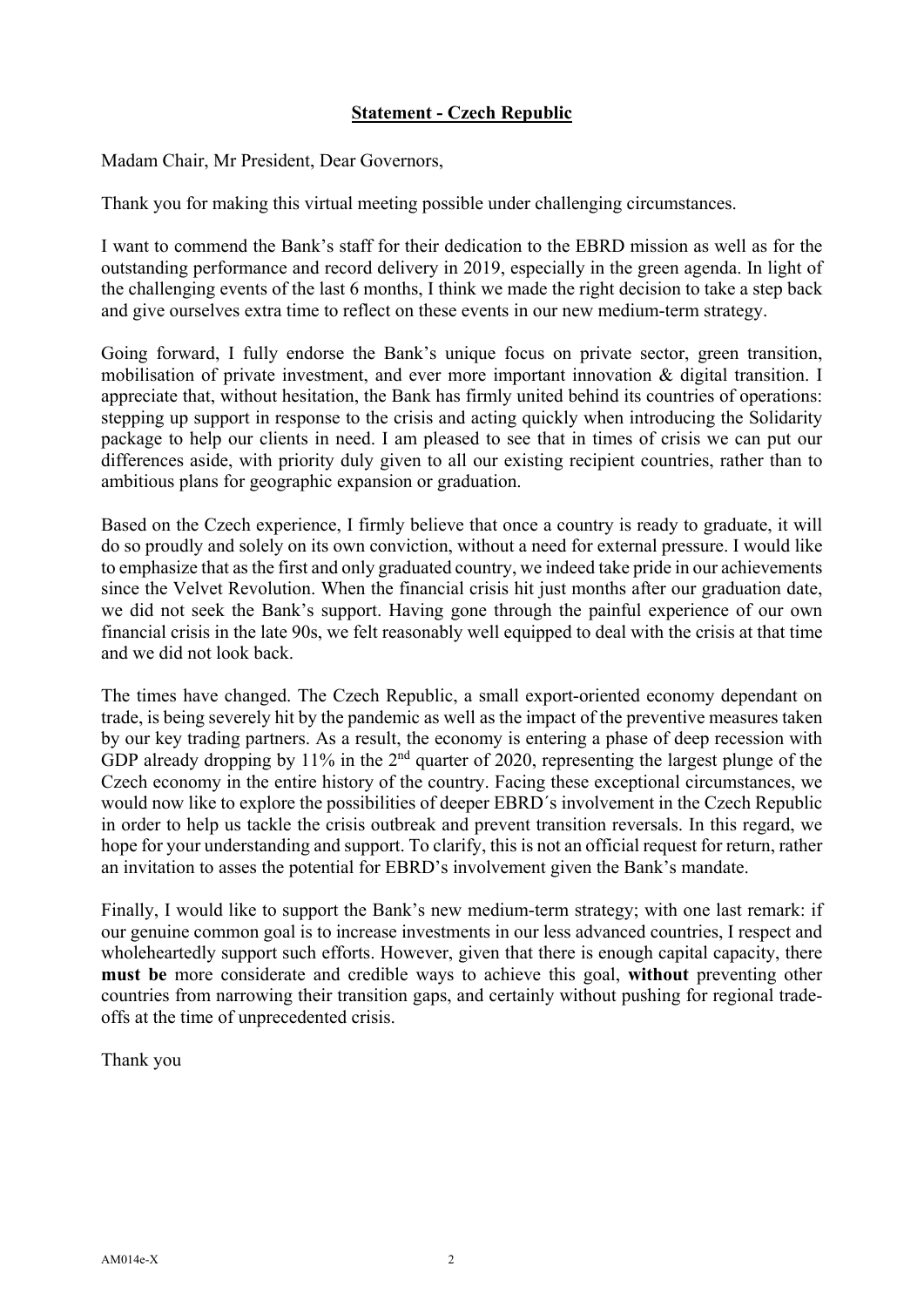## Statement - Czech Republic

Madam Chair, Mr President, Dear Governors,

Thank you for making this virtual meeting possible under challenging circumstances.

I want to commend the Bank's staff for their dedication to the EBRD mission as well as for the outstanding performance and record delivery in 2019, especially in the green agenda. In light of the challenging events of the last 6 months, I think we made the right decision to take a step back and give ourselves extra time to reflect on these events in our new medium-term strategy.

Going forward, I fully endorse the Bank's unique focus on private sector, green transition, mobilisation of private investment, and ever more important innovation & digital transition. I appreciate that, without hesitation, the Bank has firmly united behind its countries of operations: stepping up support in response to the crisis and acting quickly when introducing the Solidarity package to help our clients in need. I am pleased to see that in times of crisis we can put our differences aside, with priority duly given to all our existing recipient countries, rather than to ambitious plans for geographic expansion or graduation.

Based on the Czech experience, I firmly believe that once a country is ready to graduate, it will do so proudly and solely on its own conviction, without a need for external pressure. I would like to emphasize that as the first and only graduated country, we indeed take pride in our achievements since the Velvet Revolution. When the financial crisis hit just months after our graduation date, we did not seek the Bank's support. Having gone through the painful experience of our own financial crisis in the late 90s, we felt reasonably well equipped to deal with the crisis at that time and we did not look back.

The times have changed. The Czech Republic, a small export-oriented economy dependant on trade, is being severely hit by the pandemic as well as the impact of the preventive measures taken by our key trading partners. As a result, the economy is entering a phase of deep recession with GDP already dropping by 11% in the 2nd quarter of 2020, representing the largest plunge of the Czech economy in the entire history of the country. Facing these exceptional circumstances, we would now like to explore the possibilities of deeper EBRD´s involvement in the Czech Republic in order to help us tackle the crisis outbreak and prevent transition reversals. In this regard, we hope for your understanding and support. To clarify, this is not an official request for return, rather an invitation to asses the potential for EBRD's involvement given the Bank's mandate.

Finally, I would like to support the Bank's new medium-term strategy; with one last remark: if our genuine common goal is to increase investments in our less advanced countries, I respect and wholeheartedly support such efforts. However, given that there is enough capital capacity, there **must be** more considerate and credible ways to achieve this goal, **without** preventing other countries from narrowing their transition gaps, and certainly without pushing for regional trade-offs at the time of unprecedented crisis.

Thank you